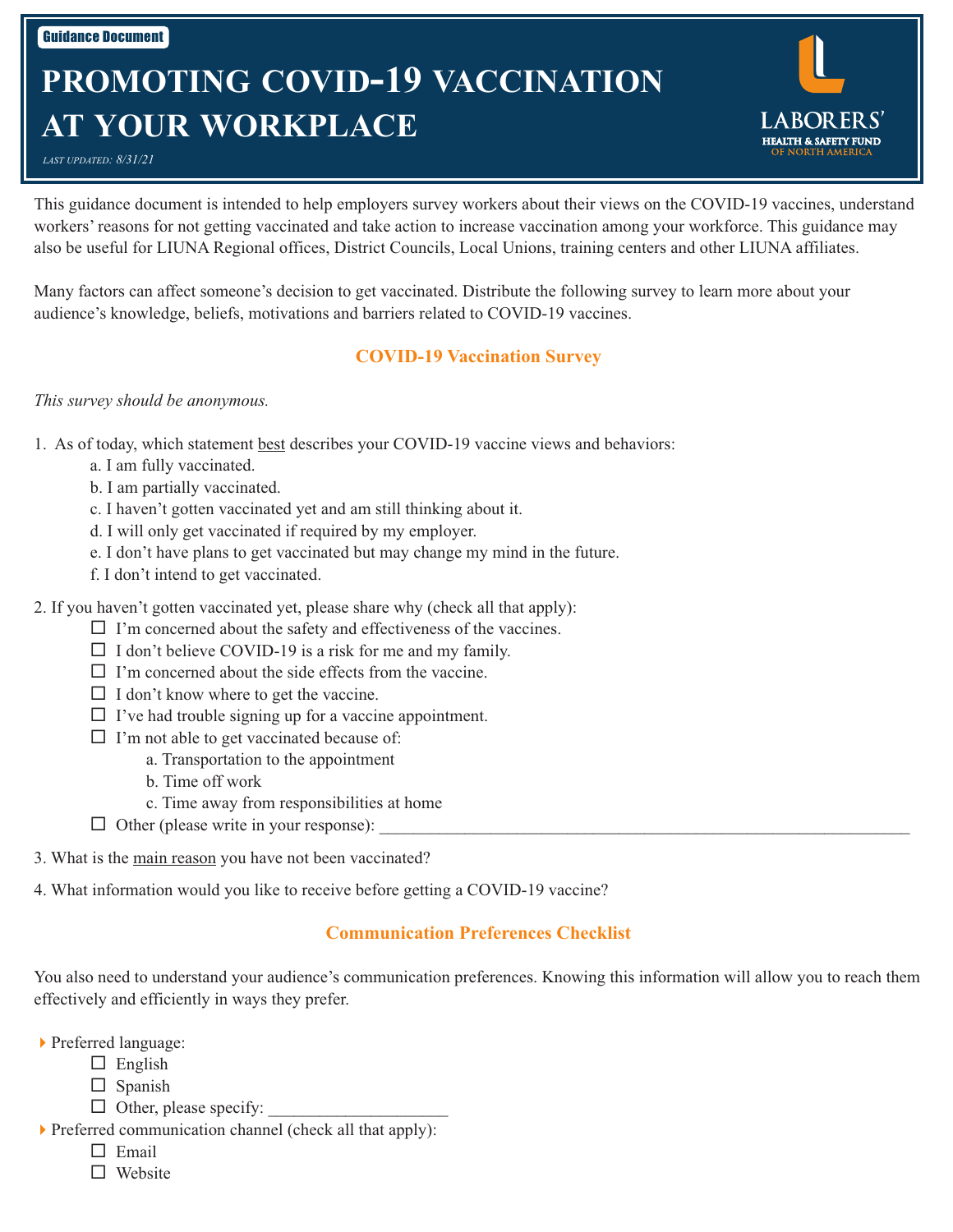Guidance Document

# PROMOTING COVID-19 VACCINATION AT YOUR WORKPLACE

*LAST UPDATED: 8/31/21*

LABORERS' HEALTH & SAFETY FUND OF NORTH AMERICA

This guidance document is intended to help employers survey workers about their views on the COVID-19 vaccines, understand workers' reasons for not getting vaccinated and take action to increase vaccination among your workforce. This guidance may also be useful for LIUNA Regional offices, District Councils, Local Unions, training centers and other LIUNA affiliates.

Many factors can affect someone's decision to get vaccinated. Distribute the following survey to learn more about your audience's knowledge, beliefs, motivations and barriers related to COVID-19 vaccines.

## COVID-19 Vaccination Survey

*This survey should be anonymous.*

1. As of today, which statement best describes your COVID-19 vaccine views and behaviors:
   - a. I am fully vaccinated.
   - b. I am partially vaccinated.
   - c. I haven't gotten vaccinated yet and am still thinking about it.
   - d. I will only get vaccinated if required by my employer.
   - e. I don't have plans to get vaccinated but may change my mind in the future.
   - f. I don't intend to get vaccinated.

2. If you haven't gotten vaccinated yet, please share why (check all that apply):
   - ☐ I'm concerned about the safety and effectiveness of the vaccines.
   - ☐ I don't believe COVID-19 is a risk for me and my family.
   - ☐ I'm concerned about the side effects from the vaccine.
   - ☐ I don't know where to get the vaccine.
   - ☐ I've had trouble signing up for a vaccine appointment.
   - ☐ I'm not able to get vaccinated because of:
     - a. Transportation to the appointment
     - b. Time off work
     - c. Time away from responsibilities at home
   - ☐ Other (please write in your response): ______________________________

3. What is the main reason you have not been vaccinated?

4. What information would you like to receive before getting a COVID-19 vaccine?

## Communication Preferences Checklist

You also need to understand your audience's communication preferences. Knowing this information will allow you to reach them effectively and efficiently in ways they prefer.

- Preferred language:
  - ☐ English
  - ☐ Spanish
  - ☐ Other, please specify: ____________________
- Preferred communication channel (check all that apply):
  - ☐ Email
  - ☐ Website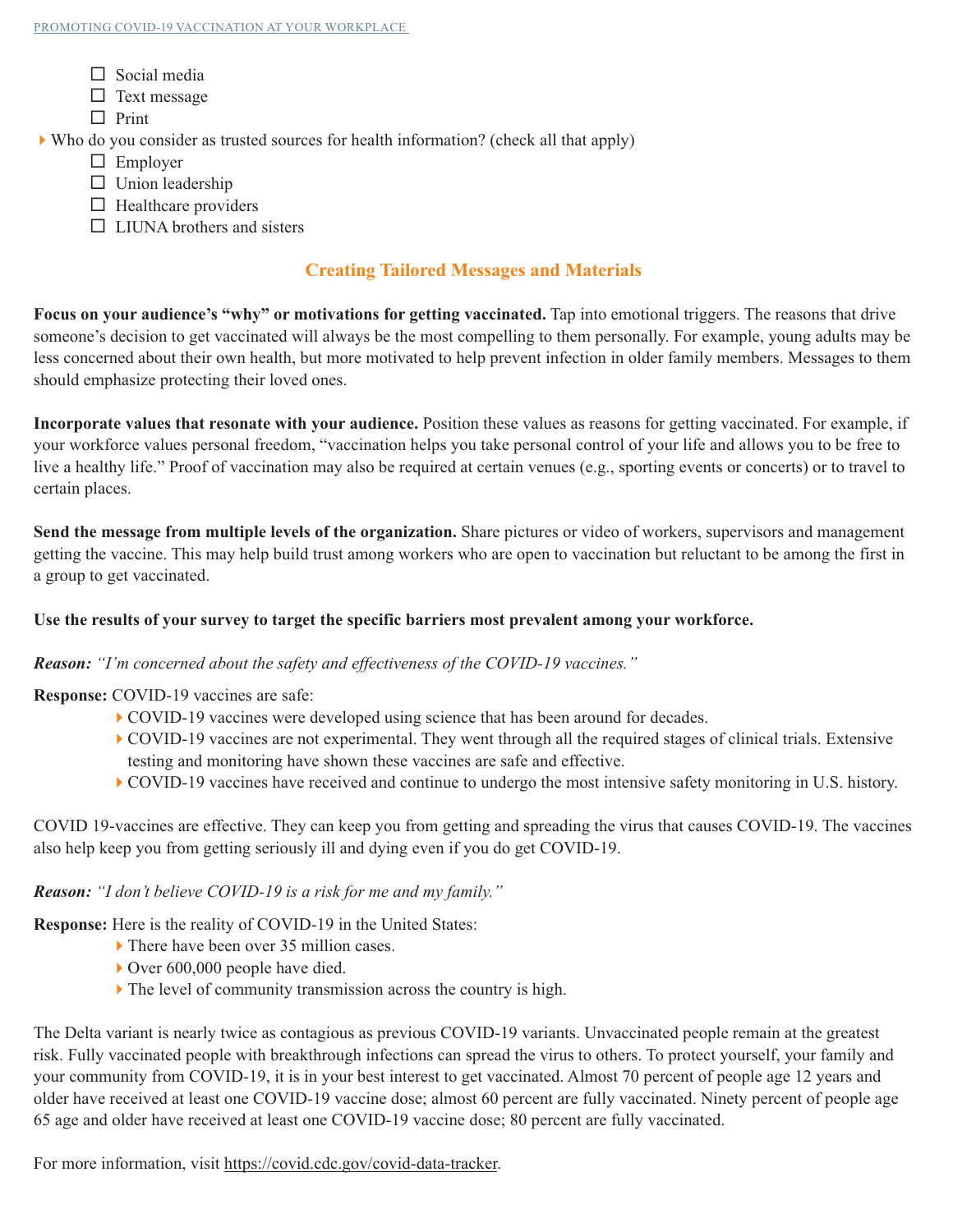- ☐ Social media
- ☐ Text message
- ☐ Print

- Who do you consider as trusted sources for health information? (check all that apply)
  - ☐ Employer
  - ☐ Union leadership
  - ☐ Healthcare providers
  - ☐ LIUNA brothers and sisters

## Creating Tailored Messages and Materials

**Focus on your audience's "why" or motivations for getting vaccinated.** Tap into emotional triggers. The reasons that drive someone's decision to get vaccinated will always be the most compelling to them personally. For example, young adults may be less concerned about their own health, but more motivated to help prevent infection in older family members. Messages to them should emphasize protecting their loved ones.

**Incorporate values that resonate with your audience.** Position these values as reasons for getting vaccinated. For example, if your workforce values personal freedom, "vaccination helps you take personal control of your life and allows you to be free to live a healthy life." Proof of vaccination may also be required at certain venues (e.g., sporting events or concerts) or to travel to certain places.

**Send the message from multiple levels of the organization.** Share pictures or video of workers, supervisors and management getting the vaccine. This may help build trust among workers who are open to vaccination but reluctant to be among the first in a group to get vaccinated.

**Use the results of your survey to target the specific barriers most prevalent among your workforce.**

***Reason:*** *"I'm concerned about the safety and effectiveness of the COVID-19 vaccines."*

**Response:** COVID-19 vaccines are safe:

- COVID-19 vaccines were developed using science that has been around for decades.
- COVID-19 vaccines are not experimental. They went through all the required stages of clinical trials. Extensive testing and monitoring have shown these vaccines are safe and effective.
- COVID-19 vaccines have received and continue to undergo the most intensive safety monitoring in U.S. history.

COVID 19-vaccines are effective. They can keep you from getting and spreading the virus that causes COVID-19. The vaccines also help keep you from getting seriously ill and dying even if you do get COVID-19.

***Reason:*** *"I don't believe COVID-19 is a risk for me and my family."*

**Response:** Here is the reality of COVID-19 in the United States:

- There have been over 35 million cases.
- Over 600,000 people have died.
- The level of community transmission across the country is high.

The Delta variant is nearly twice as contagious as previous COVID-19 variants. Unvaccinated people remain at the greatest risk. Fully vaccinated people with breakthrough infections can spread the virus to others. To protect yourself, your family and your community from COVID-19, it is in your best interest to get vaccinated. Almost 70 percent of people age 12 years and older have received at least one COVID-19 vaccine dose; almost 60 percent are fully vaccinated. Ninety percent of people age 65 age and older have received at least one COVID-19 vaccine dose; 80 percent are fully vaccinated.

For more information, visit https://covid.cdc.gov/covid-data-tracker.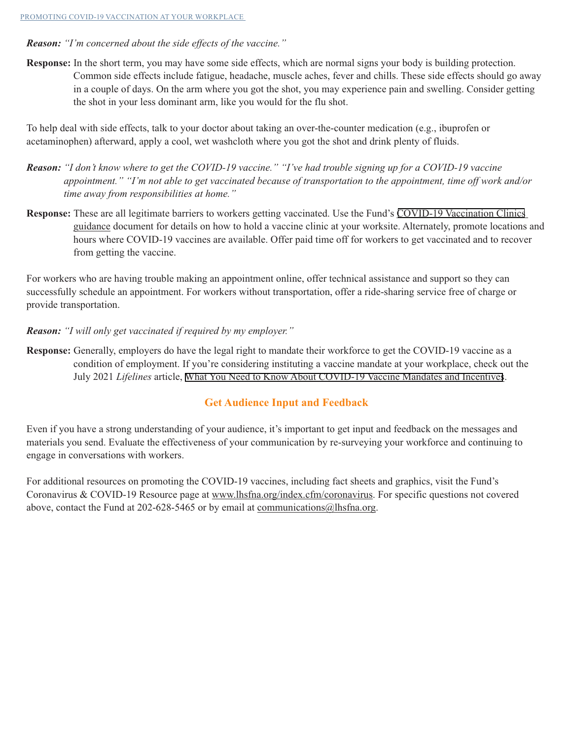***Reason:*** *"I'm concerned about the side effects of the vaccine."*

**Response:** In the short term, you may have some side effects, which are normal signs your body is building protection. Common side effects include fatigue, headache, muscle aches, fever and chills. These side effects should go away in a couple of days. On the arm where you got the shot, you may experience pain and swelling. Consider getting the shot in your less dominant arm, like you would for the flu shot.

To help deal with side effects, talk to your doctor about taking an over-the-counter medication (e.g., ibuprofen or acetaminophen) afterward, apply a cool, wet washcloth where you got the shot and drink plenty of fluids.

***Reason:*** *"I don't know where to get the COVID-19 vaccine." "I've had trouble signing up for a COVID-19 vaccine appointment." "I'm not able to get vaccinated because of transportation to the appointment, time off work and/or time away from responsibilities at home."*

**Response:** These are all legitimate barriers to workers getting vaccinated. Use the Fund's COVID-19 Vaccination Clinics guidance document for details on how to hold a vaccine clinic at your worksite. Alternately, promote locations and hours where COVID-19 vaccines are available. Offer paid time off for workers to get vaccinated and to recover from getting the vaccine.

For workers who are having trouble making an appointment online, offer technical assistance and support so they can successfully schedule an appointment. For workers without transportation, offer a ride-sharing service free of charge or provide transportation.

***Reason:*** *"I will only get vaccinated if required by my employer."*

**Response:** Generally, employers do have the legal right to mandate their workforce to get the COVID-19 vaccine as a condition of employment. If you're considering instituting a vaccine mandate at your workplace, check out the July 2021 *Lifelines* article, What You Need to Know About COVID-19 Vaccine Mandates and Incentives.

## Get Audience Input and Feedback

Even if you have a strong understanding of your audience, it's important to get input and feedback on the messages and materials you send. Evaluate the effectiveness of your communication by re-surveying your workforce and continuing to engage in conversations with workers.

For additional resources on promoting the COVID-19 vaccines, including fact sheets and graphics, visit the Fund's Coronavirus & COVID-19 Resource page at www.lhsfna.org/index.cfm/coronavirus. For specific questions not covered above, contact the Fund at 202-628-5465 or by email at communications@lhsfna.org.